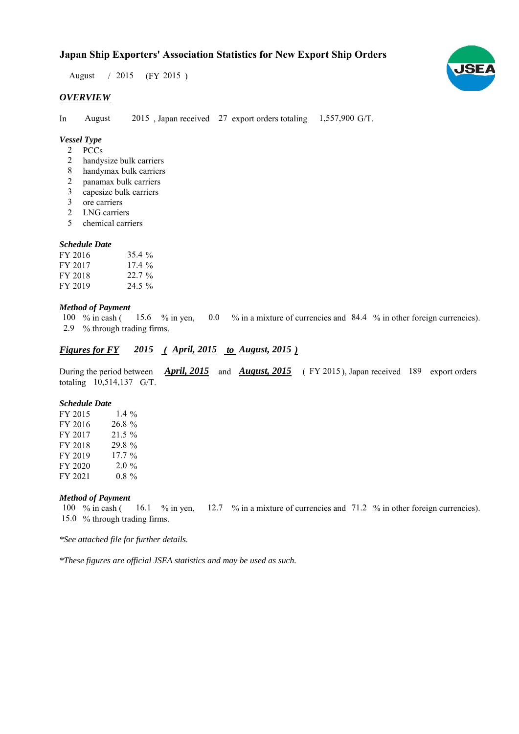# Japan Ship Exporters' Association Statistics for New Export Ship Orders

August / 2015 (FY 2015 )

## *OVERVIEW*

In August 2015 , Japan received 27 export orders totaling 1,557,900 G/T.

### *Vessel Type*

- 2 PCCs
- 2 handysize bulk carriers
- 8 handymax bulk carriers
- 2 panamax bulk carriers
- 3 capesize bulk carriers
- 3 ore carriers
- 2 LNG carriers
- 5 chemical carriers

### *Schedule Date*

| | |
|---|---|
| FY 2016 | 35.4 % |
| FY 2017 | 17.4 % |
| FY 2018 | 22.7 % |
| FY 2019 | 24.5 % |

### *Method of Payment*

100 % in cash ( 15.6 % in yen, 0.0 % in a mixture of currencies and 84.4 % in other foreign currencies).
2.9 % through trading firms.

## *Figures for FY 2015 ( April, 2015 to August, 2015 )*

During the period between **April, 2015** and **August, 2015** ( FY 2015 ), Japan received 189 export orders totaling 10,514,137 G/T.

### *Schedule Date*

| | |
|---|---|
| FY 2015 | 1.4 % |
| FY 2016 | 26.8 % |
| FY 2017 | 21.5 % |
| FY 2018 | 29.8 % |
| FY 2019 | 17.7 % |
| FY 2020 | 2.0 % |
| FY 2021 | 0.8 % |

### *Method of Payment*

100 % in cash ( 16.1 % in yen, 12.7 % in a mixture of currencies and 71.2 % in other foreign currencies).
15.0 % through trading firms.

*\*See attached file for further details.*

*\*These figures are official JSEA statistics and may be used as such.*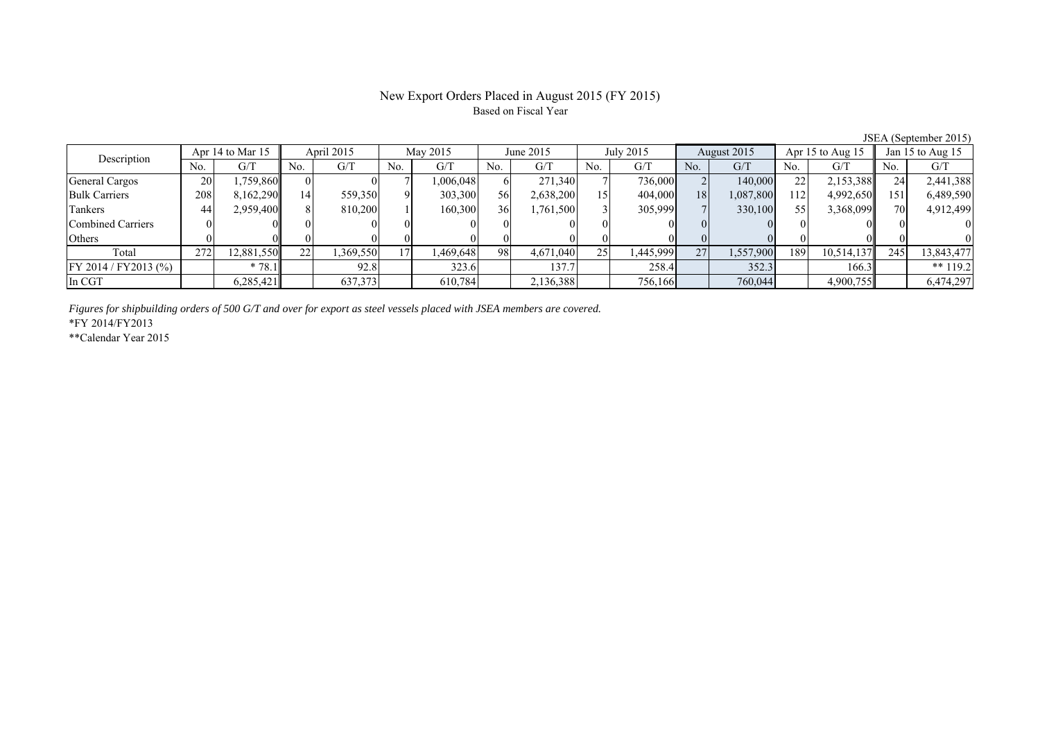# New Export Orders Placed in August 2015 (FY 2015)

Based on Fiscal Year

JSEA (September 2015)

| Description | Apr 14 to Mar 15 | | April 2015 | | May 2015 | | June 2015 | | July 2015 | | August 2015 | | Apr 15 to Aug 15 | | Jan 15 to Aug 15 | |
|---|---|---|---|---|---|---|---|---|---|---|---|---|---|---|---|---|
| | No. | G/T | No. | G/T | No. | G/T | No. | G/T | No. | G/T | No. | G/T | No. | G/T | No. | G/T |
| General Cargos | 20 | 1,759,860 | 0 | 0 | 7 | 1,006,048 | 6 | 271,340 | 7 | 736,000 | 2 | 140,000 | 22 | 2,153,388 | 24 | 2,441,388 |
| Bulk Carriers | 208 | 8,162,290 | 14 | 559,350 | 9 | 303,300 | 56 | 2,638,200 | 15 | 404,000 | 18 | 1,087,800 | 112 | 4,992,650 | 151 | 6,489,590 |
| Tankers | 44 | 2,959,400 | 8 | 810,200 | 1 | 160,300 | 36 | 1,761,500 | 3 | 305,999 | 7 | 330,100 | 55 | 3,368,099 | 70 | 4,912,499 |
| Combined Carriers | 0 | 0 | 0 | 0 | 0 | 0 | 0 | 0 | 0 | 0 | 0 | 0 | 0 | 0 | 0 | 0 |
| Others | 0 | 0 | 0 | 0 | 0 | 0 | 0 | 0 | 0 | 0 | 0 | 0 | 0 | 0 | 0 | 0 |
| Total | 272 | 12,881,550 | 22 | 1,369,550 | 17 | 1,469,648 | 98 | 4,671,040 | 25 | 1,445,999 | 27 | 1,557,900 | 189 | 10,514,137 | 245 | 13,843,477 |
| FY 2014 / FY2013 (%) | | * 78.1 | | 92.8 | | 323.6 | | 137.7 | | 258.4 | | 352.3 | | 166.3 | | ** 119.2 |
| In CGT | | 6,285,421 | | 637,373 | | 610,784 | | 2,136,388 | | 756,166 | | 760,044 | | 4,900,755 | | 6,474,297 |

*Figures for shipbuilding orders of 500 G/T and over for export as steel vessels placed with JSEA members are covered.*

*FY 2014/FY2013

**Calendar Year 2015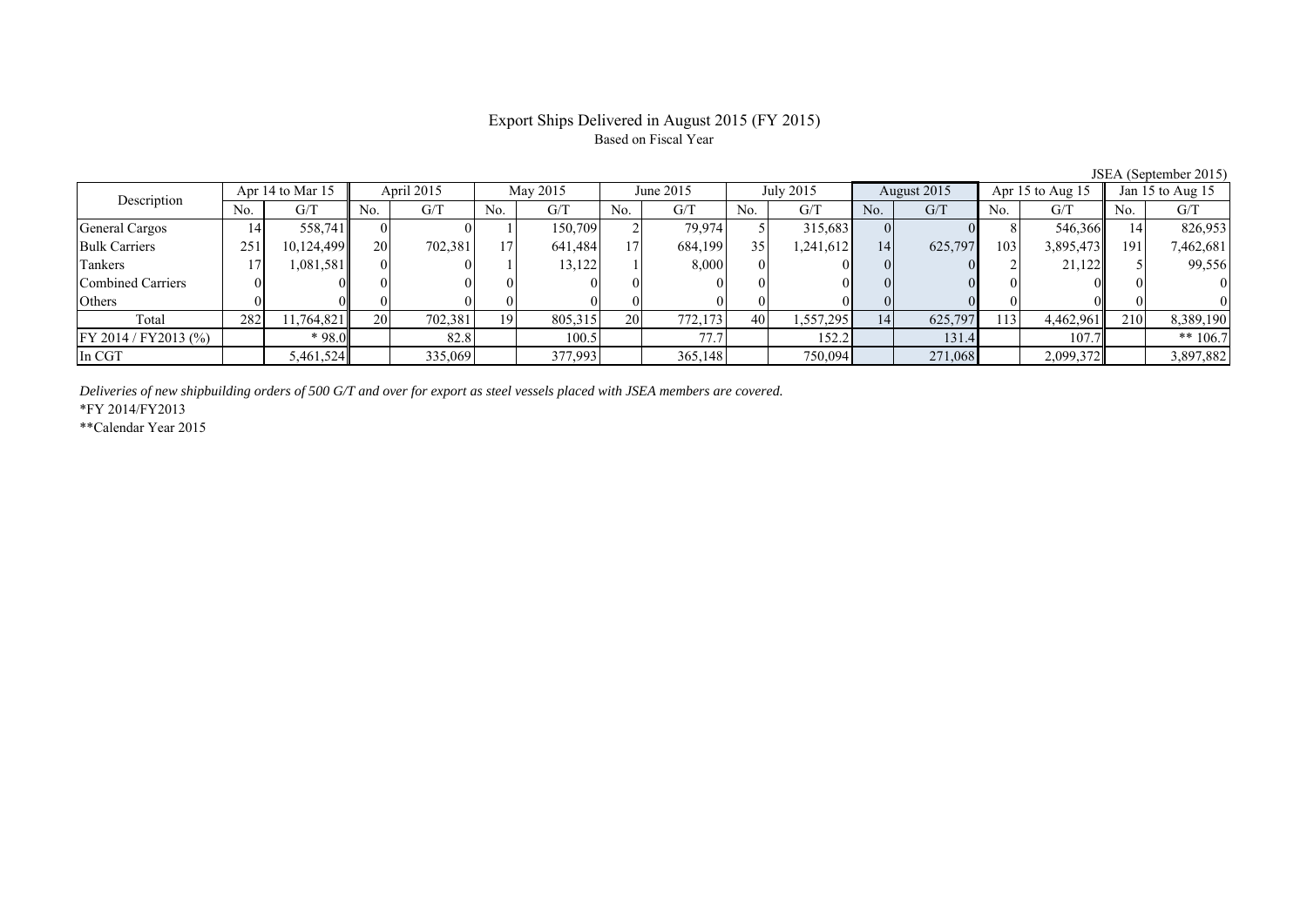# Export Ships Delivered in August 2015 (FY 2015)

Based on Fiscal Year

JSEA (September 2015)

| Description | Apr 14 to Mar 15 | | April 2015 | | May 2015 | | June 2015 | | July 2015 | | August 2015 | | Apr 15 to Aug 15 | | Jan 15 to Aug 15 | |
|---|---|---|---|---|---|---|---|---|---|---|---|---|---|---|---|---|
| | No. | G/T | No. | G/T | No. | G/T | No. | G/T | No. | G/T | No. | G/T | No. | G/T | No. | G/T |
| General Cargos | 14 | 558,741 | 0 | 0 | 1 | 150,709 | 2 | 79,974 | 5 | 315,683 | 0 | 0 | 8 | 546,366 | 14 | 826,953 |
| Bulk Carriers | 251 | 10,124,499 | 20 | 702,381 | 17 | 641,484 | 17 | 684,199 | 35 | 1,241,612 | 14 | 625,797 | 103 | 3,895,473 | 191 | 7,462,681 |
| Tankers | 17 | 1,081,581 | 0 | 0 | 1 | 13,122 | 1 | 8,000 | 0 | 0 | 0 | 0 | 2 | 21,122 | 5 | 99,556 |
| Combined Carriers | 0 | 0 | 0 | 0 | 0 | 0 | 0 | 0 | 0 | 0 | 0 | 0 | 0 | 0 | 0 | 0 |
| Others | 0 | 0 | 0 | 0 | 0 | 0 | 0 | 0 | 0 | 0 | 0 | 0 | 0 | 0 | 0 | 0 |
| Total | 282 | 11,764,821 | 20 | 702,381 | 19 | 805,315 | 20 | 772,173 | 40 | 1,557,295 | 14 | 625,797 | 113 | 4,462,961 | 210 | 8,389,190 |
| FY 2014 / FY2013 (%) | | * 98.0 | | 82.8 | | 100.5 | | 77.7 | | 152.2 | | 131.4 | | 107.7 | | ** 106.7 |
| In CGT | | 5,461,524 | | 335,069 | | 377,993 | | 365,148 | | 750,094 | | 271,068 | | 2,099,372 | | 3,897,882 |

*Deliveries of new shipbuilding orders of 500 G/T and over for export as steel vessels placed with JSEA members are covered.*

*FY 2014/FY2013

**Calendar Year 2015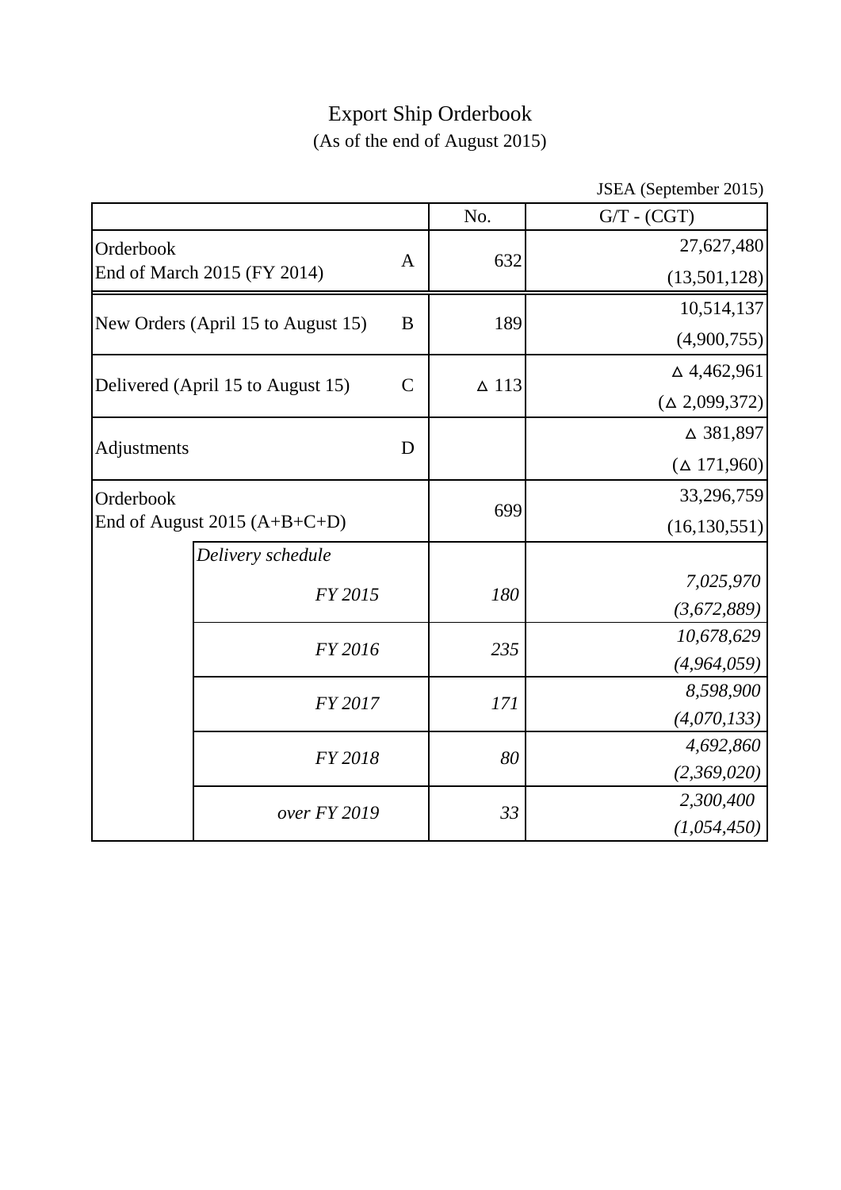# Export Ship Orderbook

(As of the end of August 2015)

JSEA (September 2015)

| | | | No. | G/T - (CGT) |
|---|---|---|---|---|
| Orderbook<br>End of March 2015 (FY 2014) | | A | 632 | 27,627,480<br>(13,501,128) |
| New Orders (April 15 to August 15) | | B | 189 | 10,514,137<br>(4,900,755) |
| Delivered (April 15 to August 15) | | C | ∆ 113 | ∆ 4,462,961<br>(∆ 2,099,372) |
| Adjustments | | D | | ∆ 381,897<br>(∆ 171,960) |
| Orderbook<br>End of August 2015 (A+B+C+D) | | | 699 | 33,296,759<br>(16,130,551) |
| | *Delivery schedule* | | | |
| | *FY 2015* | | *180* | *7,025,970*<br>*(3,672,889)* |
| | *FY 2016* | | *235* | *10,678,629*<br>*(4,964,059)* |
| | *FY 2017* | | *171* | *8,598,900*<br>*(4,070,133)* |
| | *FY 2018* | | *80* | *4,692,860*<br>*(2,369,020)* |
| | *over FY 2019* | | *33* | *2,300,400*<br>*(1,054,450)* |